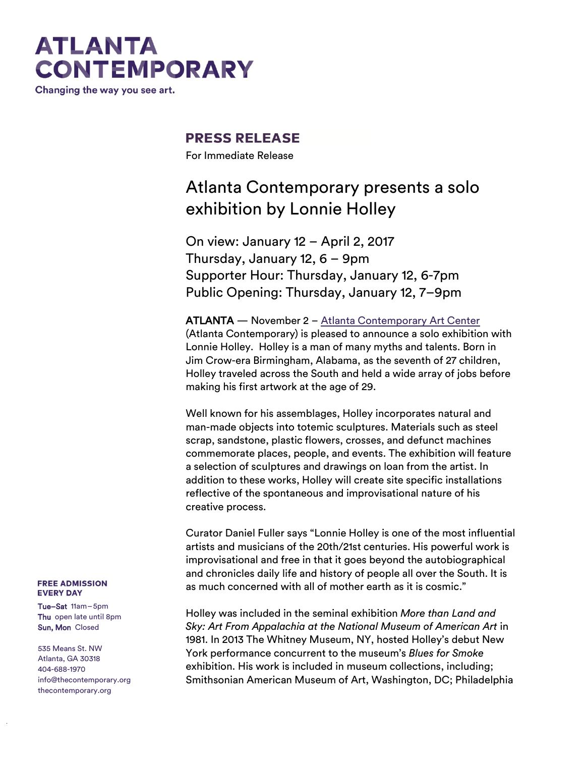# ATLANTA CONTEMPORARY

Changing the way you see art.

## PRESS RELEASE

For Immediate Release

## Atlanta Contemporary presents a solo exhibition by Lonnie Holley

On view: January 12 – April 2, 2017
Thursday, January 12, 6 – 9pm
Supporter Hour: Thursday, January 12, 6-7pm
Public Opening: Thursday, January 12, 7–9pm

**ATLANTA** — November 2 – Atlanta Contemporary Art Center (Atlanta Contemporary) is pleased to announce a solo exhibition with Lonnie Holley. Holley is a man of many myths and talents. Born in Jim Crow-era Birmingham, Alabama, as the seventh of 27 children, Holley traveled across the South and held a wide array of jobs before making his first artwork at the age of 29.

Well known for his assemblages, Holley incorporates natural and man-made objects into totemic sculptures. Materials such as steel scrap, sandstone, plastic flowers, crosses, and defunct machines commemorate places, people, and events. The exhibition will feature a selection of sculptures and drawings on loan from the artist. In addition to these works, Holley will create site specific installations reflective of the spontaneous and improvisational nature of his creative process.

Curator Daniel Fuller says "Lonnie Holley is one of the most influential artists and musicians of the 20th/21st centuries. His powerful work is improvisational and free in that it goes beyond the autobiographical and chronicles daily life and history of people all over the South. It is as much concerned with all of mother earth as it is cosmic."

Holley was included in the seminal exhibition *More than Land and Sky: Art From Appalachia at the National Museum of American Art* in 1981. In 2013 The Whitney Museum, NY, hosted Holley's debut New York performance concurrent to the museum's *Blues for Smoke* exhibition. His work is included in museum collections, including; Smithsonian American Museum of Art, Washington, DC; Philadelphia

**FREE ADMISSION EVERY DAY**

**Tue–Sat** 11am–5pm
**Thu** open late until 8pm
**Sun, Mon** Closed

535 Means St. NW
Atlanta, GA 30318
404-688-1970
info@thecontemporary.org
thecontemporary.org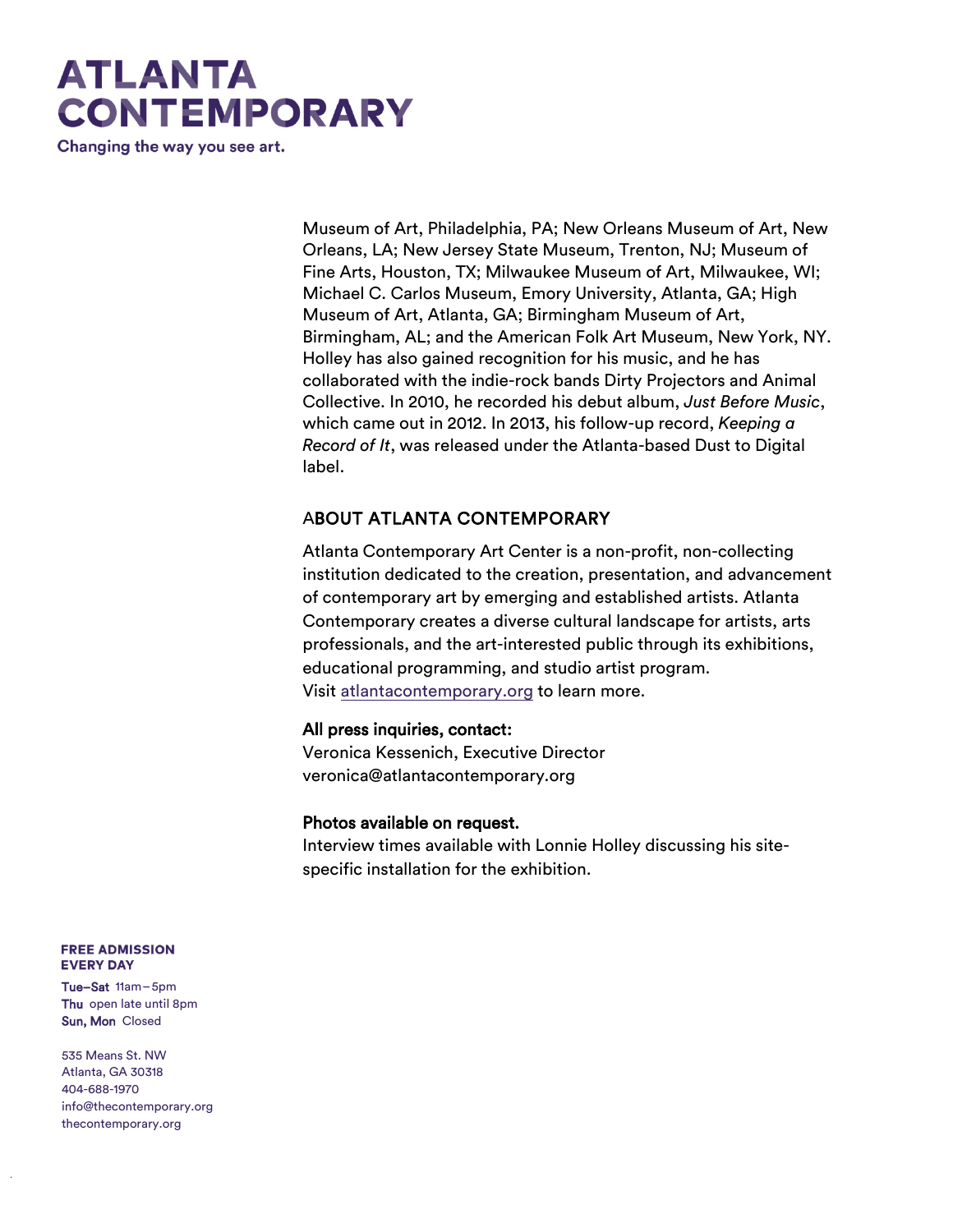Museum of Art, Philadelphia, PA; New Orleans Museum of Art, New Orleans, LA; New Jersey State Museum, Trenton, NJ; Museum of Fine Arts, Houston, TX; Milwaukee Museum of Art, Milwaukee, WI; Michael C. Carlos Museum, Emory University, Atlanta, GA; High Museum of Art, Atlanta, GA; Birmingham Museum of Art, Birmingham, AL; and the American Folk Art Museum, New York, NY. Holley has also gained recognition for his music, and he has collaborated with the indie-rock bands Dirty Projectors and Animal Collective. In 2010, he recorded his debut album, *Just Before Music*, which came out in 2012. In 2013, his follow-up record, *Keeping a Record of It*, was released under the Atlanta-based Dust to Digital label.

## ABOUT ATLANTA CONTEMPORARY

Atlanta Contemporary Art Center is a non-profit, non-collecting institution dedicated to the creation, presentation, and advancement of contemporary art by emerging and established artists. Atlanta Contemporary creates a diverse cultural landscape for artists, arts professionals, and the art-interested public through its exhibitions, educational programming, and studio artist program. Visit atlantacontemporary.org to learn more.

**All press inquiries, contact:**
Veronica Kessenich, Executive Director
veronica@atlantacontemporary.org

**Photos available on request.**
Interview times available with Lonnie Holley discussing his site-specific installation for the exhibition.

**FREE ADMISSION EVERY DAY**

**Tue–Sat** 11am–5pm
**Thu** open late until 8pm
**Sun, Mon** Closed

535 Means St. NW
Atlanta, GA 30318
404-688-1970
info@thecontemporary.org
thecontemporary.org